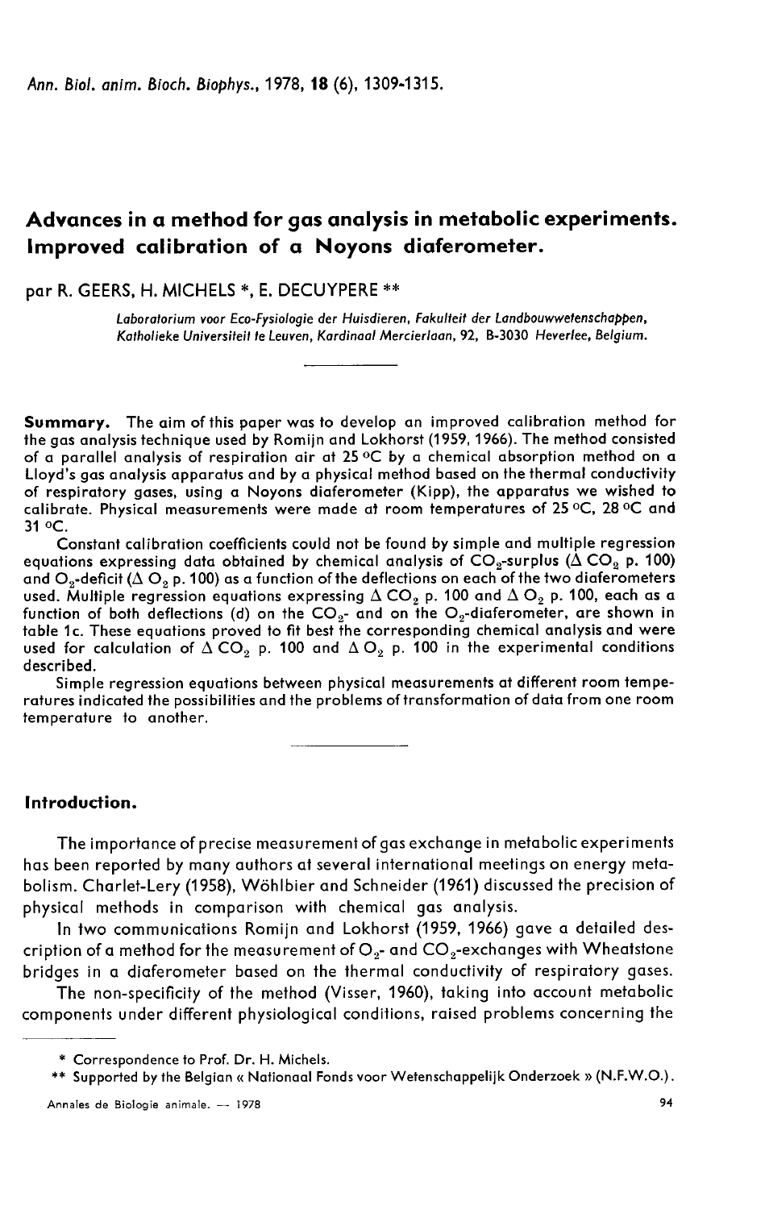# Advances in a method for gas analysis in metabolic experiments. Improved calibration of a Noyons diaferometer.

par R. GEERS, H. MICHELS *, E. DECUYPERE **

*Laboratorium voor Eco-Fysiologie der Huisdieren, Fakulteit der Landbouwwetenschappen, Katholieke Universiteit te Leuven, Kardinaal Mercierlaan, 92, B-3030 Heverlee, Belgium.*

**Summary.** The aim of this paper was to develop an improved calibration method for the gas analysis technique used by Romijn and Lokhorst (1959, 1966). The method consisted of a parallel analysis of respiration air at 25 °C by a chemical absorption method on a Lloyd's gas analysis apparatus and by a physical method based on the thermal conductivity of respiratory gases, using a Noyons diaferometer (Kipp), the apparatus we wished to calibrate. Physical measurements were made at room temperatures of 25 °C, 28 °C and 31 °C.

Constant calibration coefficients could not be found by simple and multiple regression equations expressing data obtained by chemical analysis of $CO_2$-surplus ($\Delta$ $CO_2$ p. 100) and $O_2$-deficit ($\Delta$ $O_2$ p. 100) as a function of the deflections on each of the two diaferometers used. Multiple regression equations expressing $\Delta$ $CO_2$ p. 100 and $\Delta$ $O_2$ p. 100, each as a function of both deflections (d) on the $CO_2$- and on the $O_2$-diaferometer, are shown in table 1c. These equations proved to fit best the corresponding chemical analysis and were used for calculation of $\Delta$ $CO_2$ p. 100 and $\Delta$ $O_2$ p. 100 in the experimental conditions described.

Simple regression equations between physical measurements at different room temperatures indicated the possibilities and the problems of transformation of data from one room temperature to another.

## Introduction.

The importance of precise measurement of gas exchange in metabolic experiments has been reported by many authors at several international meetings on energy metabolism. Charlet-Lery (1958), Wöhlbier and Schneider (1961) discussed the precision of physical methods in comparison with chemical gas analysis.

In two communications Romijn and Lokhorst (1959, 1966) gave a detailed description of a method for the measurement of $O_2$- and $CO_2$-exchanges with Wheatstone bridges in a diaferometer based on the thermal conductivity of respiratory gases.

The non-specificity of the method (Visser, 1960), taking into account metabolic components under different physiological conditions, raised problems concerning the

\* Correspondence to Prof. Dr. H. Michels.

\*\* Supported by the Belgian « Nationaal Fonds voor Wetenschappelijk Onderzoek » (N.F.W.O.).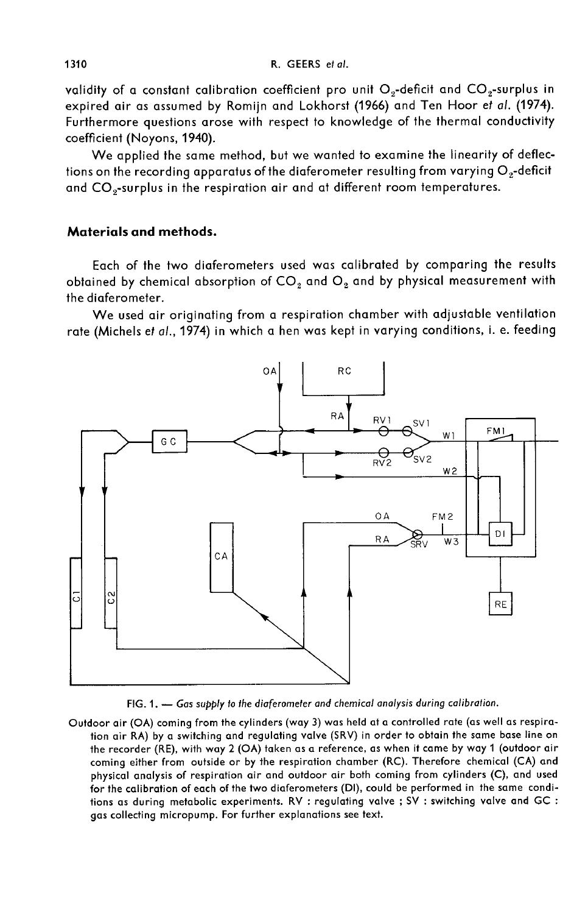validity of a constant calibration coefficient pro unit $O_2$-deficit and $CO_2$-surplus in expired air as assumed by Romijn and Lokhorst (1966) and Ten Hoor *et al.* (1974). Furthermore questions arose with respect to knowledge of the thermal conductivity coefficient (Noyons, 1940).

We applied the same method, but we wanted to examine the linearity of deflections on the recording apparatus of the diaferometer resulting from varying $O_2$-deficit and $CO_2$-surplus in the respiration air and at different room temperatures.

## Materials and methods.

Each of the two diaferometers used was calibrated by comparing the results obtained by chemical absorption of $CO_2$ and $O_2$ and by physical measurement with the diaferometer.

We used air originating from a respiration chamber with adjustable ventilation rate (Michels *et al.*, 1974) in which a hen was kept in varying conditions, i. e. feeding

OA
RC
RA
RV1
SV1
W1
FM1
GC
RV2
SV2
W2
OA
FM2
RA
SRV
W3
DI
CA
C1
C2
RE

FIG. 1. — *Gas supply to the diaferometer and chemical analysis during calibration.*

Outdoor air (OA) coming from the cylinders (way 3) was held at a controlled rate (as well as respiration air RA) by a switching and regulating valve (SRV) in order to obtain the same base line on the recorder (RE), with way 2 (OA) taken as a reference, as when it came by way 1 (outdoor air coming either from outside or by the respiration chamber (RC). Therefore chemical (CA) and physical analysis of respiration air and outdoor air both coming from cylinders (C), and used for the calibration of each of the two diaferometers (DI), could be performed in the same conditions as during metabolic experiments. RV : regulating valve ; SV : switching valve and GC : gas collecting micropump. For further explanations see text.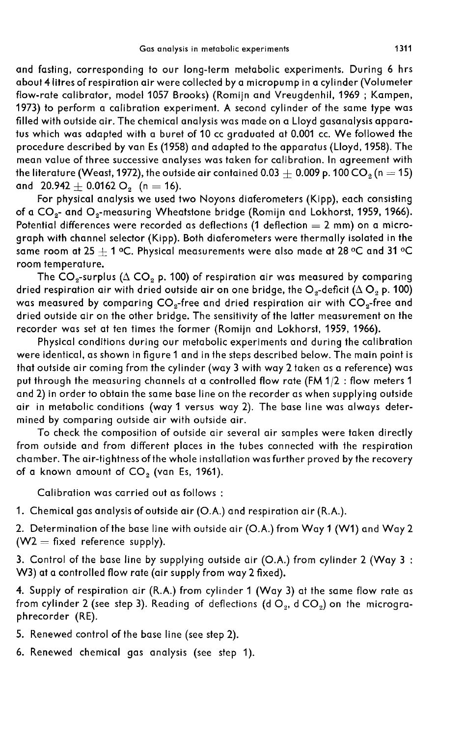and fasting, corresponding to our long-term metabolic experiments. During 6 hrs about 4 litres of respiration air were collected by a micropump in a cylinder (Volumeter flow-rate calibrator, model 1057 Brooks) (Romijn and Vreugdenhil, 1969 ; Kampen, 1973) to perform a calibration experiment. A second cylinder of the same type was filled with outside air. The chemical analysis was made on a Lloyd gasanalysis apparatus which was adapted with a buret of 10 cc graduated at 0.001 cc. We followed the procedure described by van Es (1958) and adapted to the apparatus (Lloyd, 1958). The mean value of three successive analyses was taken for calibration. In agreement with the literature (Weast, 1972), the outside air contained $0.03 \pm 0.009$ p. 100 $CO_2$ ($n = 15$) and $20.942 \pm 0.0162$ $O_2$ ($n = 16$).

For physical analysis we used two Noyons diaferometers (Kipp), each consisting of a $CO_2$- and $O_2$-measuring Wheatstone bridge (Romijn and Lokhorst, 1959, 1966). Potential differences were recorded as deflections (1 deflection = 2 mm) on a micrograph with channel selector (Kipp). Both diaferometers were thermally isolated in the same room at $25 \pm 1$ °C. Physical measurements were also made at 28 °C and 31 °C room temperature.

The $CO_2$-surplus ($\Delta$ $CO_2$ p. 100) of respiration air was measured by comparing dried respiration air with dried outside air on one bridge, the $O_2$-deficit ($\Delta$ $O_2$ p. 100) was measured by comparing $CO_2$-free and dried respiration air with $CO_2$-free and dried outside air on the other bridge. The sensitivity of the latter measurement on the recorder was set at ten times the former (Romijn and Lokhorst, 1959, 1966).

Physical conditions during our metabolic experiments and during the calibration were identical, as shown in figure 1 and in the steps described below. The main point is that outside air coming from the cylinder (way 3 with way 2 taken as a reference) was put through the measuring channels at a controlled flow rate (FM 1/2 : flow meters 1 and 2) in order to obtain the same base line on the recorder as when supplying outside air in metabolic conditions (way 1 versus way 2). The base line was always determined by comparing outside air with outside air.

To check the composition of outside air several air samples were taken directly from outside and from different places in the tubes connected with the respiration chamber. The air-tightness of the whole installation was further proved by the recovery of a known amount of $CO_2$ (van Es, 1961).

Calibration was carried out as follows :

1. Chemical gas analysis of outside air (O.A.) and respiration air (R.A.).

2. Determination of the base line with outside air (O.A.) from Way 1 (W1) and Way 2 (W2 = fixed reference supply).

3. Control of the base line by supplying outside air (O.A.) from cylinder 2 (Way 3 : W3) at a controlled flow rate (air supply from way 2 fixed).

4. Supply of respiration air (R.A.) from cylinder 1 (Way 3) at the same flow rate as from cylinder 2 (see step 3). Reading of deflections (d $O_2$, d $CO_2$) on the micrographrecorder (RE).

5. Renewed control of the base line (see step 2).

6. Renewed chemical gas analysis (see step 1).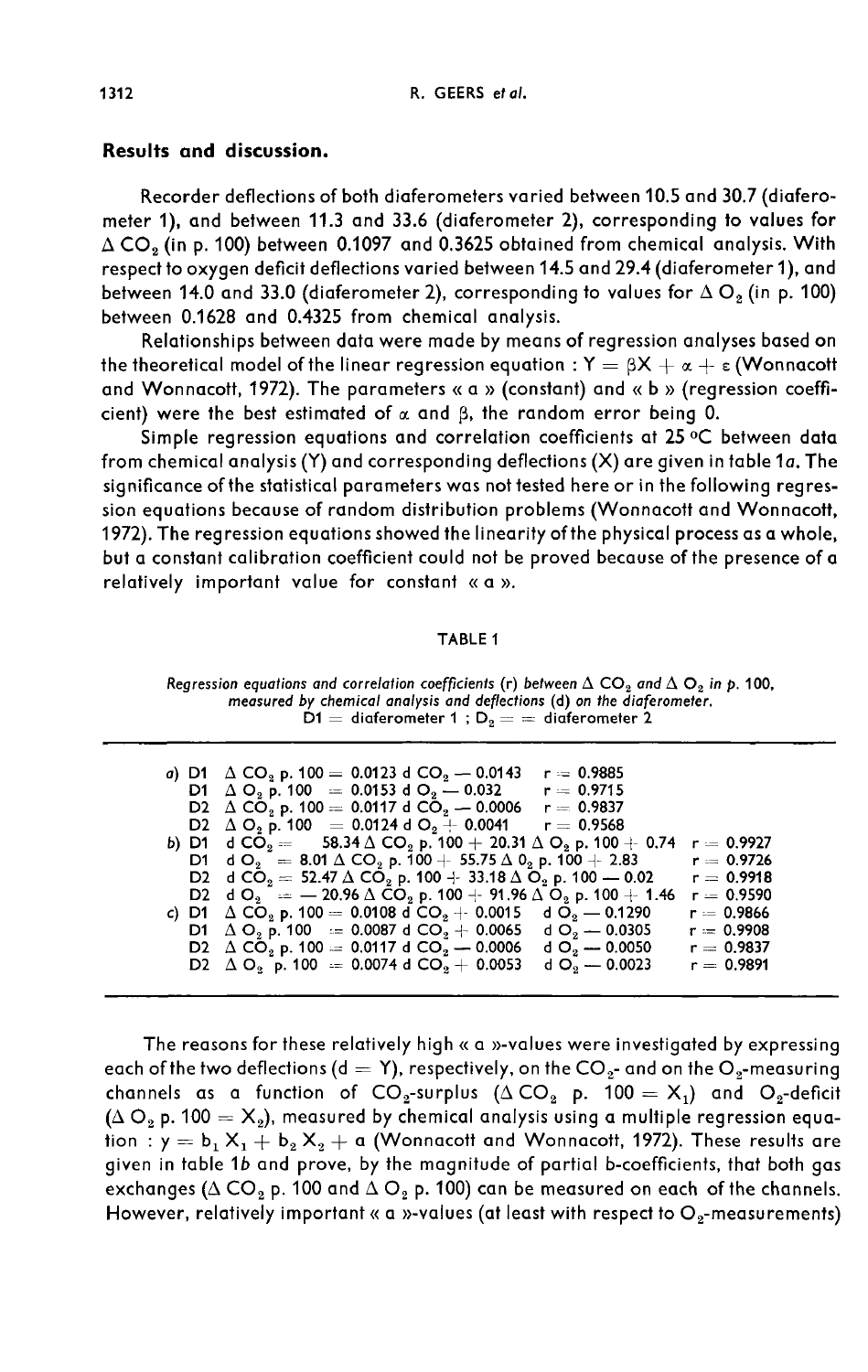## Results and discussion.

Recorder deflections of both diaferometers varied between 10.5 and 30.7 (diaferometer 1), and between 11.3 and 33.6 (diaferometer 2), corresponding to values for $\Delta$ $CO_2$ (in p. 100) between 0.1097 and 0.3625 obtained from chemical analysis. With respect to oxygen deficit deflections varied between 14.5 and 29.4 (diaferometer 1), and between 14.0 and 33.0 (diaferometer 2), corresponding to values for $\Delta$ $O_2$ (in p. 100) between 0.1628 and 0.4325 from chemical analysis.

Relationships between data were made by means of regression analyses based on the theoretical model of the linear regression equation : $Y = \beta X + \alpha + \varepsilon$ (Wonnacott and Wonnacott, 1972). The parameters « a » (constant) and « b » (regression coefficient) were the best estimated of $\alpha$ and $\beta$, the random error being 0.

Simple regression equations and correlation coefficients at 25 °C between data from chemical analysis (Y) and corresponding deflections (X) are given in table 1*a*. The significance of the statistical parameters was not tested here or in the following regression equations because of random distribution problems (Wonnacott and Wonnacott, 1972). The regression equations showed the linearity of the physical process as a whole, but a constant calibration coefficient could not be proved because of the presence of a relatively important value for constant « a ».

TABLE 1

*Regression equations and correlation coefficients* (r) *between* $\Delta$ $CO_2$ *and* $\Delta$ $O_2$ *in p. 100, measured by chemical analysis and deflections* (d) *on the diaferometer.*
D1 = diaferometer 1 ; $D_2$ = = diaferometer 2

| | | | |
|---|---|---|---|
| *a*) | D1 | $\Delta CO_2$ p. 100 = 0.0123 d $CO_2$ — 0.0143 | r = 0.9885 |
| | D1 | $\Delta O_2$ p. 100 = 0.0153 d $O_2$ — 0.032 | r = 0.9715 |
| | D2 | $\Delta CO_2$ p. 100 = 0.0117 d $CO_2$ — 0.0006 | r = 0.9837 |
| | D2 | $\Delta O_2$ p. 100 = 0.0124 d $O_2$ + 0.0041 | r = 0.9568 |
| *b*) | D1 | d $CO_2$ = 58.34 $\Delta CO_2$ p. 100 + 20.31 $\Delta O_2$ p. 100 + 0.74 | r = 0.9927 |
| | D1 | d $O_2$ = 8.01 $\Delta CO_2$ p. 100 + 55.75 $\Delta O_2$ p. 100 + 2.83 | r = 0.9726 |
| | D2 | d $CO_2$ = 52.47 $\Delta CO_2$ p. 100 + 33.18 $\Delta O_2$ p. 100 — 0.02 | r = 0.9918 |
| | D2 | d $O_2$ = — 20.96 $\Delta CO_2$ p. 100 + 91.96 $\Delta O_2$ p. 100 + 1.46 | r = 0.9590 |
| *c*) | D1 | $\Delta CO_2$ p. 100 = 0.0108 d $CO_2$ + 0.0015 d $O_2$ — 0.1290 | r = 0.9866 |
| | D1 | $\Delta O_2$ p. 100 = 0.0087 d $CO_2$ + 0.0065 d $O_2$ — 0.0305 | r = 0.9908 |
| | D2 | $\Delta CO_2$ p. 100 = 0.0117 d $CO_2$ — 0.0006 d $O_2$ — 0.0050 | r = 0.9837 |
| | D2 | $\Delta O_2$ p. 100 = 0.0074 d $CO_2$ + 0.0053 d $O_2$ — 0.0023 | r = 0.9891 |

The reasons for these relatively high « a »-values were investigated by expressing each of the two deflections (d = Y), respectively, on the $CO_2$- and on the $O_2$-measuring channels as a function of $CO_2$-surplus ($\Delta$ $CO_2$ p. 100 = $X_1$) and $O_2$-deficit ($\Delta$ $O_2$ p. 100 = $X_2$), measured by chemical analysis using a multiple regression equation : $y = b_1 X_1 + b_2 X_2 + a$ (Wonnacott and Wonnacott, 1972). These results are given in table 1*b* and prove, by the magnitude of partial b-coefficients, that both gas exchanges ($\Delta$ $CO_2$ p. 100 and $\Delta$ $O_2$ p. 100) can be measured on each of the channels. However, relatively important « a »-values (at least with respect to $O_2$-measurements)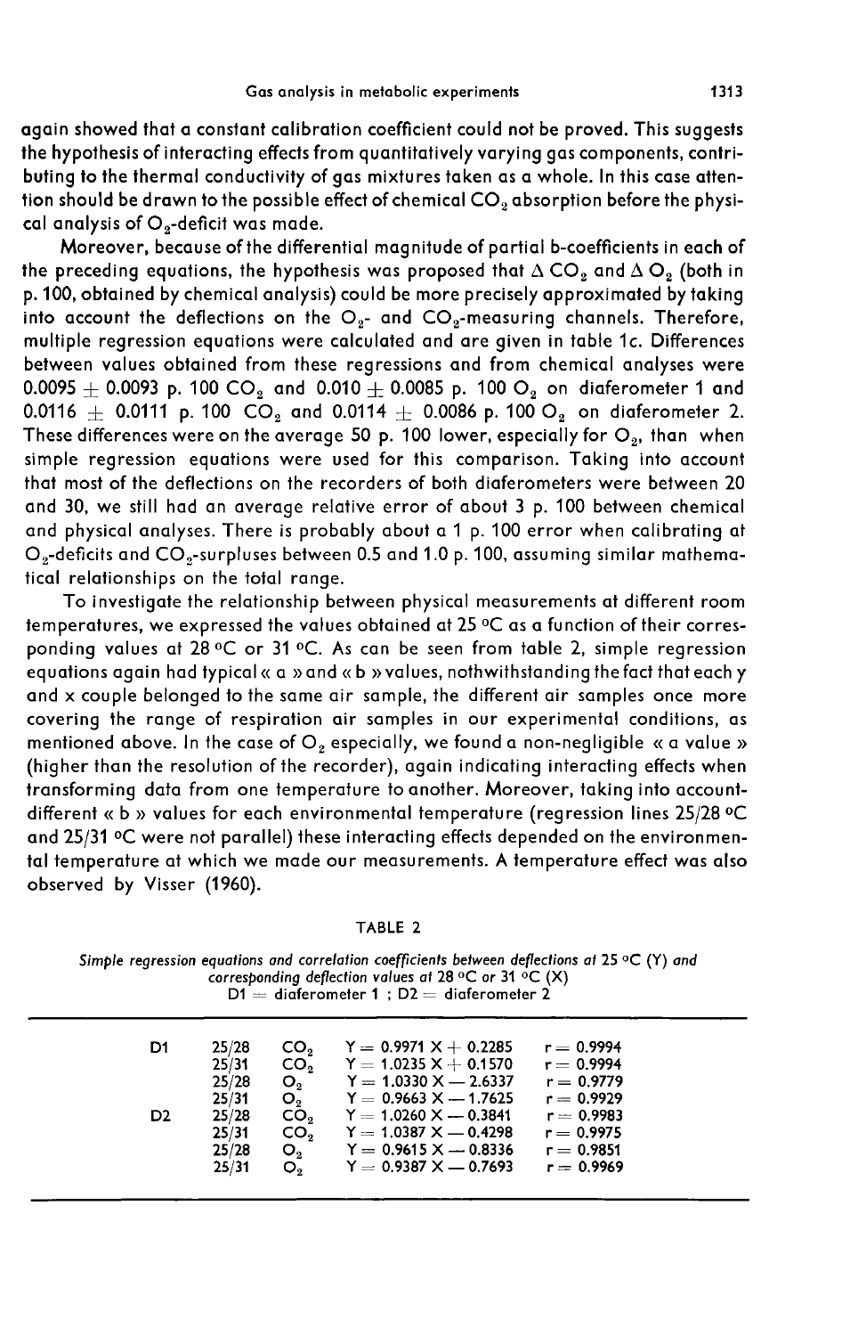again showed that a constant calibration coefficient could not be proved. This suggests the hypothesis of interacting effects from quantitatively varying gas components, contributing to the thermal conductivity of gas mixtures taken as a whole. In this case attention should be drawn to the possible effect of chemical $CO_2$ absorption before the physical analysis of $O_2$-deficit was made.

Moreover, because of the differential magnitude of partial b-coefficients in each of the preceding equations, the hypothesis was proposed that $\Delta\ CO_2$ and $\Delta\ O_2$ (both in p. 100, obtained by chemical analysis) could be more precisely approximated by taking into account the deflections on the $O_2$- and $CO_2$-measuring channels. Therefore, multiple regression equations were calculated and are given in table 1c. Differences between values obtained from these regressions and from chemical analyses were $0.0095 \pm 0.0093$ p. 100 $CO_2$ and $0.010 \pm 0.0085$ p. 100 $O_2$ on diaferometer 1 and $0.0116 \pm 0.0111$ p. 100 $CO_2$ and $0.0114 \pm 0.0086$ p. 100 $O_2$ on diaferometer 2. These differences were on the average 50 p. 100 lower, especially for $O_2$, than when simple regression equations were used for this comparison. Taking into account that most of the deflections on the recorders of both diaferometers were between 20 and 30, we still had an average relative error of about 3 p. 100 between chemical and physical analyses. There is probably about a 1 p. 100 error when calibrating at $O_2$-deficits and $CO_2$-surpluses between 0.5 and 1.0 p. 100, assuming similar mathematical relationships on the total range.

To investigate the relationship between physical measurements at different room temperatures, we expressed the values obtained at 25 °C as a function of their corresponding values at 28 °C or 31 °C. As can be seen from table 2, simple regression equations again had typical « a » and « b » values, nothwithstanding the fact that each y and x couple belonged to the same air sample, the different air samples once more covering the range of respiration air samples in our experimental conditions, as mentioned above. In the case of $O_2$ especially, we found a non-negligible « a value » (higher than the resolution of the recorder), again indicating interacting effects when transforming data from one temperature to another. Moreover, taking into account different « b » values for each environmental temperature (regression lines 25/28 °C and 25/31 °C were not parallel) these interacting effects depended on the environmental temperature at which we made our measurements. A temperature effect was also observed by Visser (1960).

TABLE 2

*Simple regression equations and correlation coefficients between deflections at 25 °C (Y) and corresponding deflection values at 28 °C or 31 °C (X)*
*D1 = diaferometer 1 ; D2 = diaferometer 2*

| | | | | |
|---|---|---|---|---|
| D1 | 25/28 | $CO_2$ | $Y = 0.9971\ X + 0.2285$ | $r = 0.9994$ |
| | 25/31 | $CO_2$ | $Y = 1.0235\ X + 0.1570$ | $r = 0.9994$ |
| | 25/28 | $O_2$ | $Y = 1.0330\ X - 2.6337$ | $r = 0.9779$ |
| | 25/31 | $O_2$ | $Y = 0.9663\ X - 1.7625$ | $r = 0.9929$ |
| D2 | 25/28 | $CO_2$ | $Y = 1.0260\ X - 0.3841$ | $r = 0.9983$ |
| | 25/31 | $CO_2$ | $Y = 1.0387\ X - 0.4298$ | $r = 0.9975$ |
| | 25/28 | $O_2$ | $Y = 0.9615\ X - 0.8336$ | $r = 0.9851$ |
| | 25/31 | $O_2$ | $Y = 0.9387\ X - 0.7693$ | $r = 0.9969$ |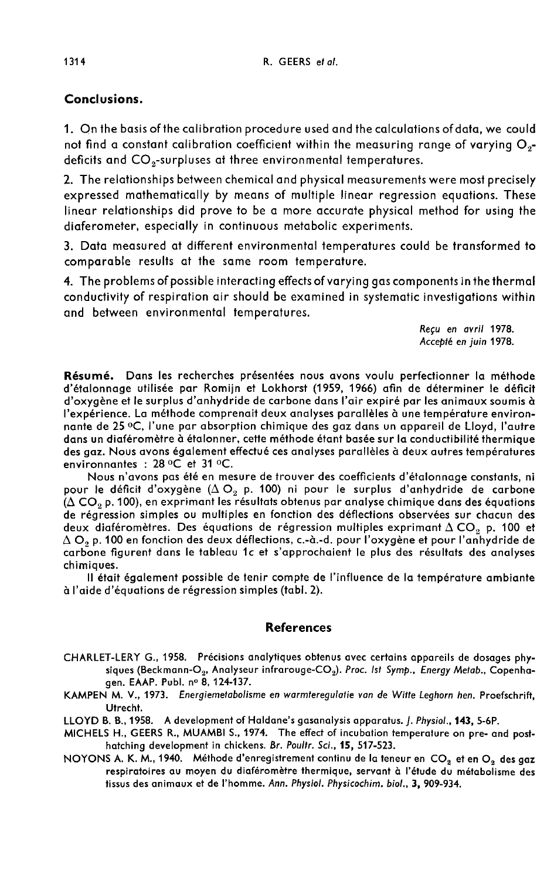## Conclusions.

1. On the basis of the calibration procedure used and the calculations of data, we could not find a constant calibration coefficient within the measuring range of varying $O_2$-deficits and $CO_2$-surpluses at three environmental temperatures.

2. The relationships between chemical and physical measurements were most precisely expressed mathematically by means of multiple linear regression equations. These linear relationships did prove to be a more accurate physical method for using the diaferometer, especially in continuous metabolic experiments.

3. Data measured at different environmental temperatures could be transformed to comparable results at the same room temperature.

4. The problems of possible interacting effects of varying gas components in the thermal conductivity of respiration air should be examined in systematic investigations within and between environmental temperatures.

*Reçu en avril 1978.*
*Accepté en juin 1978.*

**Résumé.** Dans les recherches présentées nous avons voulu perfectionner la méthode d'étalonnage utilisée par Romijn et Lokhorst (1959, 1966) afin de déterminer le déficit d'oxygène et le surplus d'anhydride de carbone dans l'air expiré par les animaux soumis à l'expérience. La méthode comprenait deux analyses parallèles à une température environnante de 25 °C, l'une par absorption chimique des gaz dans un appareil de Lloyd, l'autre dans un diaféromètre à étalonner, cette méthode étant basée sur la conductibilité thermique des gaz. Nous avons également effectué ces analyses parallèles à deux autres températures environnantes : 28 °C et 31 °C.

Nous n'avons pas été en mesure de trouver des coefficients d'étalonnage constants, ni pour le déficit d'oxygène ($\Delta O_2$ p. 100) ni pour le surplus d'anhydride de carbone ($\Delta CO_2$ p. 100), en exprimant les résultats obtenus par analyse chimique dans des équations de régression simples ou multiples en fonction des déflections observées sur chacun des deux diaféromètres. Des équations de régression multiples exprimant $\Delta CO_2$ p. 100 et $\Delta O_2$ p. 100 en fonction des deux déflections, c.-à.-d. pour l'oxygène et pour l'anhydride de carbone figurent dans le tableau 1c et s'approchaient le plus des résultats des analyses chimiques.

Il était également possible de tenir compte de l'influence de la température ambiante à l'aide d'équations de régression simples (tabl. 2).

## References

CHARLET-LERY G., 1958. Précisions analytiques obtenus avec certains appareils de dosages physiques (Beckmann-$O_2$, Analyseur infrarouge-$CO_2$). *Proc. Ist Symp., Energy Metab.*, Copenhagen. EAAP. Publ. n° 8, 124-137.

KAMPEN M. V., 1973. *Energiemetabolisme en warmteregulatie van de Witte Leghorn hen.* Proefschrift, Utrecht.

LLOYD B. B., 1958. A development of Haldane's gasanalysis apparatus. *J. Physiol.*, **143**, 5-6P.

MICHELS H., GEERS R., MUAMBI S., 1974. The effect of incubation temperature on pre- and post-hatching development in chickens. *Br. Poultr. Sci.*, **15**, 517-523.

NOYONS A. K. M., 1940. Méthode d'enregistrement continu de la teneur en $CO_2$ et en $O_2$ des gaz respiratoires au moyen du diaféromètre thermique, servant à l'étude du métabolisme des tissus des animaux et de l'homme. *Ann. Physiol. Physicochim. biol.*, **3**, 909-934.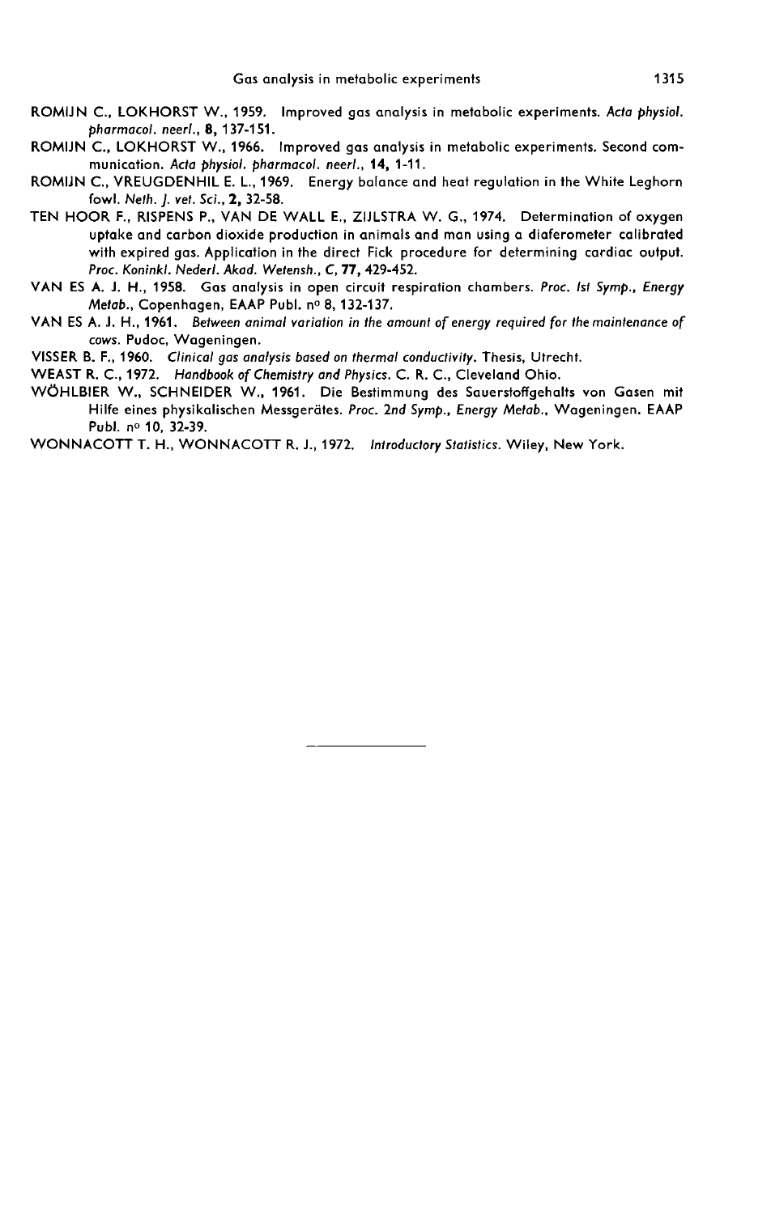ROMIJN C., LOKHORST W., 1959. Improved gas analysis in metabolic experiments. *Acta physiol. pharmacol. neerl.*, **8**, 137-151.

ROMIJN C., LOKHORST W., 1966. Improved gas analysis in metabolic experiments. Second communication. *Acta physiol. pharmacol. neerl.*, **14**, 1-11.

ROMIJN C., VREUGDENHIL E. L., 1969. Energy balance and heat regulation in the White Leghorn fowl. *Neth. J. vet. Sci.*, **2**, 32-58.

TEN HOOR F., RISPENS P., VAN DE WALL E., ZIJLSTRA W. G., 1974. Determination of oxygen uptake and carbon dioxide production in animals and man using a diaferometer calibrated with expired gas. Application in the direct Fick procedure for determining cardiac output. *Proc. Koninkl. Nederl. Akad. Wetensh.*, *C*, **77**, 429-452.

VAN ES A. J. H., 1958. Gas analysis in open circuit respiration chambers. *Proc. 1st Symp., Energy Metab.*, Copenhagen, EAAP Publ. n° 8, 132-137.

VAN ES A. J. H., 1961. *Between animal variation in the amount of energy required for the maintenance of cows.* Pudoc, Wageningen.

VISSER B. F., 1960. *Clinical gas analysis based on thermal conductivity.* Thesis, Utrecht.

WEAST R. C., 1972. *Handbook of Chemistry and Physics.* C. R. C., Cleveland Ohio.

WÖHLBIER W., SCHNEIDER W., 1961. Die Bestimmung des Sauerstoffgehalts von Gasen mit Hilfe eines physikalischen Messgerätes. *Proc. 2nd Symp., Energy Metab.*, Wageningen. EAAP Publ. n° 10, 32-39.

WONNACOTT T. H., WONNACOTT R. J., 1972. *Introductory Statistics.* Wiley, New York.